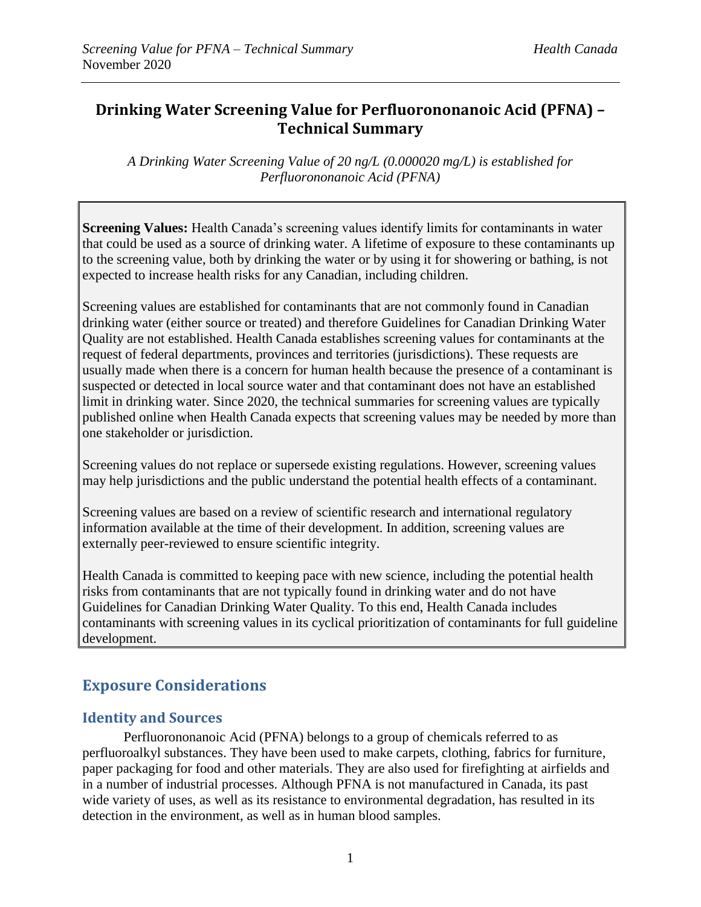# Drinking Water Screening Value for Perfluorononanoic Acid (PFNA) – Technical Summary

*A Drinking Water Screening Value of 20 ng/L (0.000020 mg/L) is established for Perfluorononanoic Acid (PFNA)*

**Screening Values:** Health Canada's screening values identify limits for contaminants in water that could be used as a source of drinking water. A lifetime of exposure to these contaminants up to the screening value, both by drinking the water or by using it for showering or bathing, is not expected to increase health risks for any Canadian, including children.

Screening values are established for contaminants that are not commonly found in Canadian drinking water (either source or treated) and therefore Guidelines for Canadian Drinking Water Quality are not established. Health Canada establishes screening values for contaminants at the request of federal departments, provinces and territories (jurisdictions). These requests are usually made when there is a concern for human health because the presence of a contaminant is suspected or detected in local source water and that contaminant does not have an established limit in drinking water. Since 2020, the technical summaries for screening values are typically published online when Health Canada expects that screening values may be needed by more than one stakeholder or jurisdiction.

Screening values do not replace or supersede existing regulations. However, screening values may help jurisdictions and the public understand the potential health effects of a contaminant.

Screening values are based on a review of scientific research and international regulatory information available at the time of their development. In addition, screening values are externally peer-reviewed to ensure scientific integrity.

Health Canada is committed to keeping pace with new science, including the potential health risks from contaminants that are not typically found in drinking water and do not have Guidelines for Canadian Drinking Water Quality. To this end, Health Canada includes contaminants with screening values in its cyclical prioritization of contaminants for full guideline development.

## Exposure Considerations

### Identity and Sources

Perfluorononanoic Acid (PFNA) belongs to a group of chemicals referred to as perfluoroalkyl substances. They have been used to make carpets, clothing, fabrics for furniture, paper packaging for food and other materials. They are also used for firefighting at airfields and in a number of industrial processes. Although PFNA is not manufactured in Canada, its past wide variety of uses, as well as its resistance to environmental degradation, has resulted in its detection in the environment, as well as in human blood samples.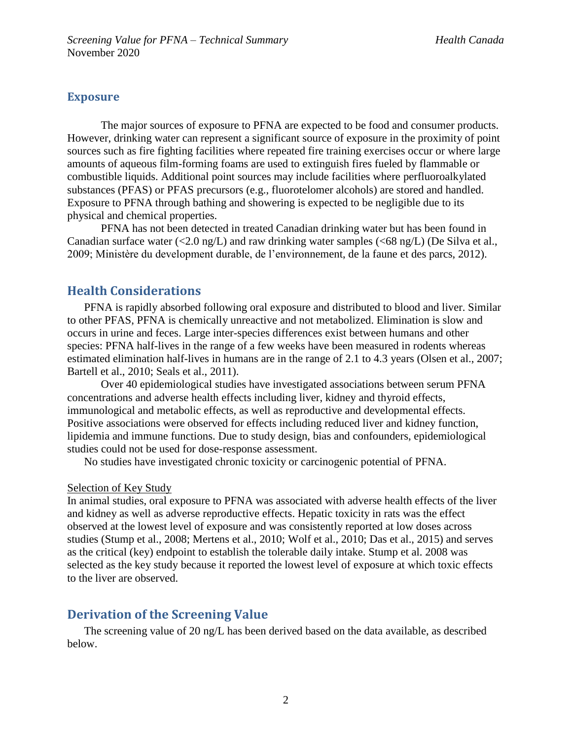## Exposure

The major sources of exposure to PFNA are expected to be food and consumer products. However, drinking water can represent a significant source of exposure in the proximity of point sources such as fire fighting facilities where repeated fire training exercises occur or where large amounts of aqueous film-forming foams are used to extinguish fires fueled by flammable or combustible liquids. Additional point sources may include facilities where perfluoroalkylated substances (PFAS) or PFAS precursors (e.g., fluorotelomer alcohols) are stored and handled. Exposure to PFNA through bathing and showering is expected to be negligible due to its physical and chemical properties.

PFNA has not been detected in treated Canadian drinking water but has been found in Canadian surface water (<2.0 ng/L) and raw drinking water samples (<68 ng/L) (De Silva et al., 2009; Ministère du development durable, de l'environnement, de la faune et des parcs, 2012).

## Health Considerations

PFNA is rapidly absorbed following oral exposure and distributed to blood and liver. Similar to other PFAS, PFNA is chemically unreactive and not metabolized. Elimination is slow and occurs in urine and feces. Large inter-species differences exist between humans and other species: PFNA half-lives in the range of a few weeks have been measured in rodents whereas estimated elimination half-lives in humans are in the range of 2.1 to 4.3 years (Olsen et al., 2007; Bartell et al., 2010; Seals et al., 2011).

Over 40 epidemiological studies have investigated associations between serum PFNA concentrations and adverse health effects including liver, kidney and thyroid effects, immunological and metabolic effects, as well as reproductive and developmental effects. Positive associations were observed for effects including reduced liver and kidney function, lipidemia and immune functions. Due to study design, bias and confounders, epidemiological studies could not be used for dose-response assessment.

No studies have investigated chronic toxicity or carcinogenic potential of PFNA.

### Selection of Key Study

In animal studies, oral exposure to PFNA was associated with adverse health effects of the liver and kidney as well as adverse reproductive effects. Hepatic toxicity in rats was the effect observed at the lowest level of exposure and was consistently reported at low doses across studies (Stump et al., 2008; Mertens et al., 2010; Wolf et al., 2010; Das et al., 2015) and serves as the critical (key) endpoint to establish the tolerable daily intake. Stump et al. 2008 was selected as the key study because it reported the lowest level of exposure at which toxic effects to the liver are observed.

## Derivation of the Screening Value

The screening value of 20 ng/L has been derived based on the data available, as described below.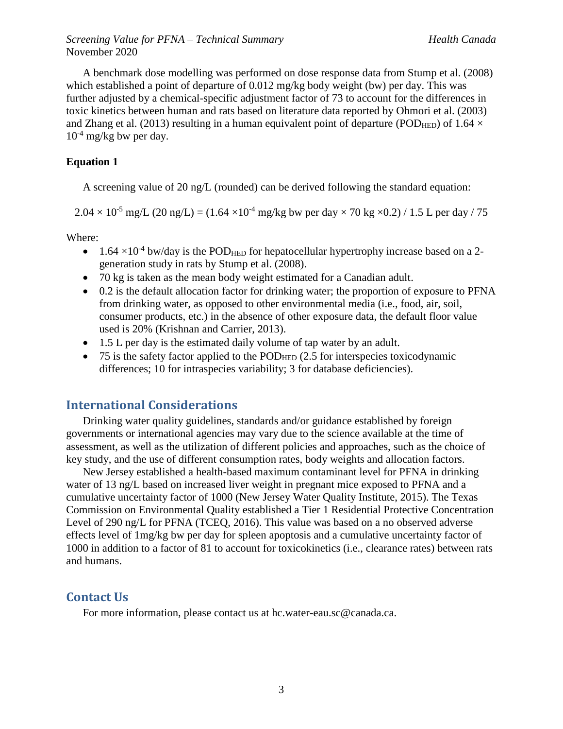A benchmark dose modelling was performed on dose response data from Stump et al. (2008) which established a point of departure of 0.012 mg/kg body weight (bw) per day. This was further adjusted by a chemical-specific adjustment factor of 73 to account for the differences in toxic kinetics between human and rats based on literature data reported by Ohmori et al. (2003) and Zhang et al. (2013) resulting in a human equivalent point of departure ($POD_{HED}$) of $1.64 \times 10^{-4}$ mg/kg bw per day.

**Equation 1**

A screening value of 20 ng/L (rounded) can be derived following the standard equation:

$$2.04 \times 10^{-5} \text{ mg/L (20 ng/L)} = (1.64 \times 10^{-4} \text{ mg/kg bw per day} \times 70 \text{ kg} \times 0.2) / 1.5 \text{ L per day} / 75$$

Where:

- $1.64 \times 10^{-4}$ bw/day is the $POD_{HED}$ for hepatocellular hypertrophy increase based on a 2-generation study in rats by Stump et al. (2008).
- 70 kg is taken as the mean body weight estimated for a Canadian adult.
- 0.2 is the default allocation factor for drinking water; the proportion of exposure to PFNA from drinking water, as opposed to other environmental media (i.e., food, air, soil, consumer products, etc.) in the absence of other exposure data, the default floor value used is 20% (Krishnan and Carrier, 2013).
- 1.5 L per day is the estimated daily volume of tap water by an adult.
- 75 is the safety factor applied to the $POD_{HED}$ (2.5 for interspecies toxicodynamic differences; 10 for intraspecies variability; 3 for database deficiencies).

## International Considerations

Drinking water quality guidelines, standards and/or guidance established by foreign governments or international agencies may vary due to the science available at the time of assessment, as well as the utilization of different policies and approaches, such as the choice of key study, and the use of different consumption rates, body weights and allocation factors.

New Jersey established a health-based maximum contaminant level for PFNA in drinking water of 13 ng/L based on increased liver weight in pregnant mice exposed to PFNA and a cumulative uncertainty factor of 1000 (New Jersey Water Quality Institute, 2015). The Texas Commission on Environmental Quality established a Tier 1 Residential Protective Concentration Level of 290 ng/L for PFNA (TCEQ, 2016). This value was based on a no observed adverse effects level of 1mg/kg bw per day for spleen apoptosis and a cumulative uncertainty factor of 1000 in addition to a factor of 81 to account for toxicokinetics (i.e., clearance rates) between rats and humans.

## Contact Us

For more information, please contact us at hc.water-eau.sc@canada.ca.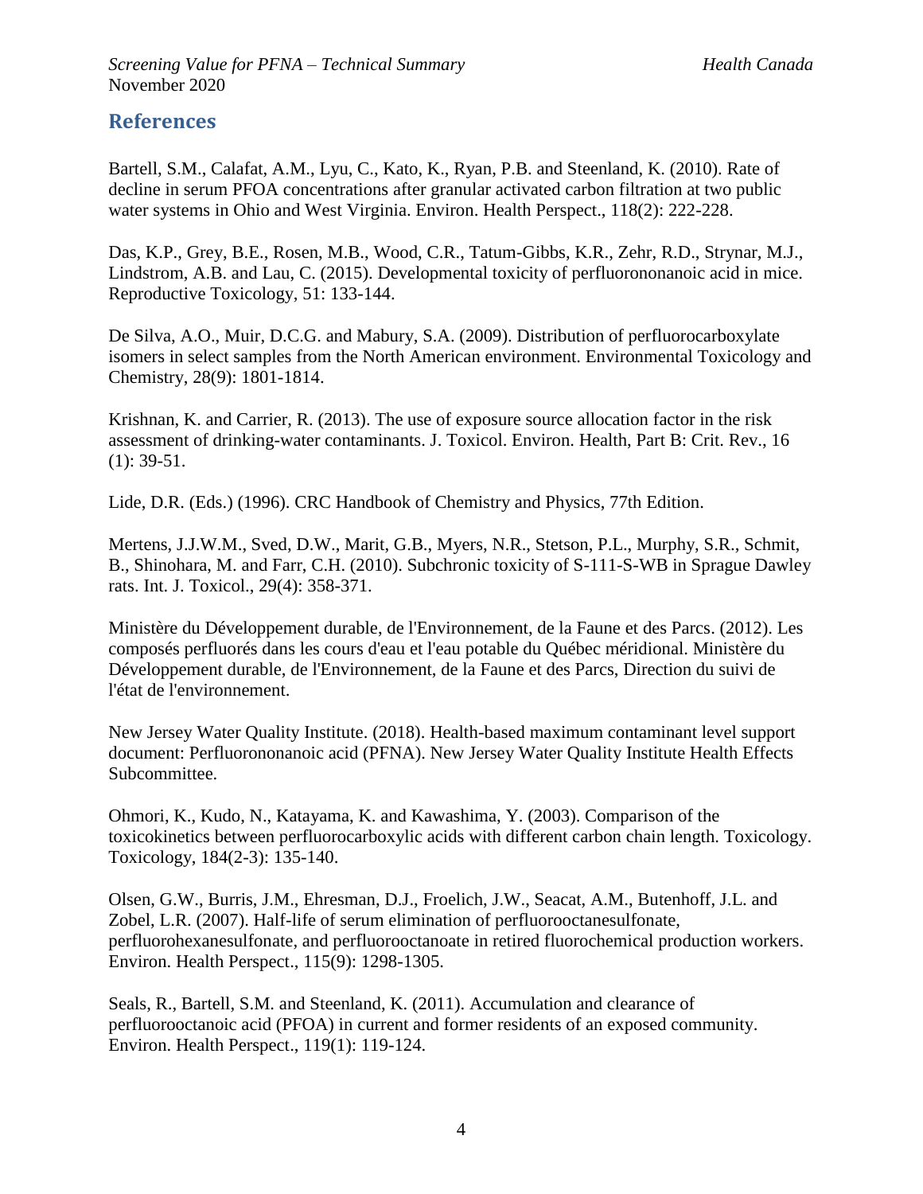## References

Bartell, S.M., Calafat, A.M., Lyu, C., Kato, K., Ryan, P.B. and Steenland, K. (2010). Rate of decline in serum PFOA concentrations after granular activated carbon filtration at two public water systems in Ohio and West Virginia. Environ. Health Perspect., 118(2): 222-228.

Das, K.P., Grey, B.E., Rosen, M.B., Wood, C.R., Tatum-Gibbs, K.R., Zehr, R.D., Strynar, M.J., Lindstrom, A.B. and Lau, C. (2015). Developmental toxicity of perfluorononanoic acid in mice. Reproductive Toxicology, 51: 133-144.

De Silva, A.O., Muir, D.C.G. and Mabury, S.A. (2009). Distribution of perfluorocarboxylate isomers in select samples from the North American environment. Environmental Toxicology and Chemistry, 28(9): 1801-1814.

Krishnan, K. and Carrier, R. (2013). The use of exposure source allocation factor in the risk assessment of drinking-water contaminants. J. Toxicol. Environ. Health, Part B: Crit. Rev., 16 (1): 39-51.

Lide, D.R. (Eds.) (1996). CRC Handbook of Chemistry and Physics, 77th Edition.

Mertens, J.J.W.M., Sved, D.W., Marit, G.B., Myers, N.R., Stetson, P.L., Murphy, S.R., Schmit, B., Shinohara, M. and Farr, C.H. (2010). Subchronic toxicity of S-111-S-WB in Sprague Dawley rats. Int. J. Toxicol., 29(4): 358-371.

Ministère du Développement durable, de l'Environnement, de la Faune et des Parcs. (2012). Les composés perfluorés dans les cours d'eau et l'eau potable du Québec méridional. Ministère du Développement durable, de l'Environnement, de la Faune et des Parcs, Direction du suivi de l'état de l'environnement.

New Jersey Water Quality Institute. (2018). Health-based maximum contaminant level support document: Perfluorononanoic acid (PFNA). New Jersey Water Quality Institute Health Effects Subcommittee.

Ohmori, K., Kudo, N., Katayama, K. and Kawashima, Y. (2003). Comparison of the toxicokinetics between perfluorocarboxylic acids with different carbon chain length. Toxicology. Toxicology, 184(2-3): 135-140.

Olsen, G.W., Burris, J.M., Ehresman, D.J., Froelich, J.W., Seacat, A.M., Butenhoff, J.L. and Zobel, L.R. (2007). Half-life of serum elimination of perfluorooctanesulfonate, perfluorohexanesulfonate, and perfluorooctanoate in retired fluorochemical production workers. Environ. Health Perspect., 115(9): 1298-1305.

Seals, R., Bartell, S.M. and Steenland, K. (2011). Accumulation and clearance of perfluorooctanoic acid (PFOA) in current and former residents of an exposed community. Environ. Health Perspect., 119(1): 119-124.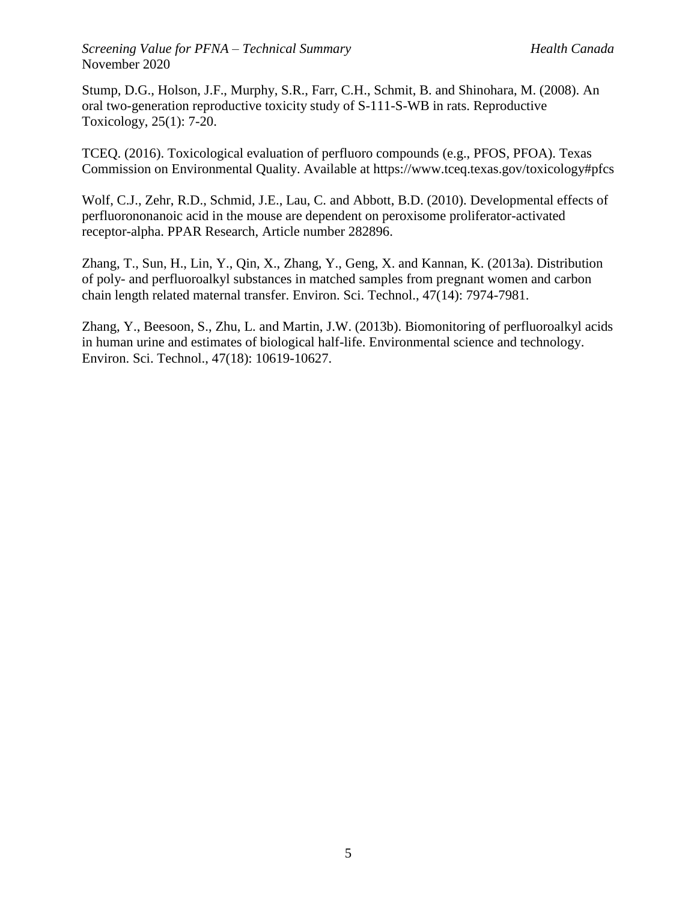Stump, D.G., Holson, J.F., Murphy, S.R., Farr, C.H., Schmit, B. and Shinohara, M. (2008). An oral two-generation reproductive toxicity study of S-111-S-WB in rats. Reproductive Toxicology, 25(1): 7-20.

TCEQ. (2016). Toxicological evaluation of perfluoro compounds (e.g., PFOS, PFOA). Texas Commission on Environmental Quality. Available at https://www.tceq.texas.gov/toxicology#pfcs

Wolf, C.J., Zehr, R.D., Schmid, J.E., Lau, C. and Abbott, B.D. (2010). Developmental effects of perfluorononanoic acid in the mouse are dependent on peroxisome proliferator-activated receptor-alpha. PPAR Research, Article number 282896.

Zhang, T., Sun, H., Lin, Y., Qin, X., Zhang, Y., Geng, X. and Kannan, K. (2013a). Distribution of poly- and perfluoroalkyl substances in matched samples from pregnant women and carbon chain length related maternal transfer. Environ. Sci. Technol., 47(14): 7974-7981.

Zhang, Y., Beesoon, S., Zhu, L. and Martin, J.W. (2013b). Biomonitoring of perfluoroalkyl acids in human urine and estimates of biological half-life. Environmental science and technology. Environ. Sci. Technol., 47(18): 10619-10627.